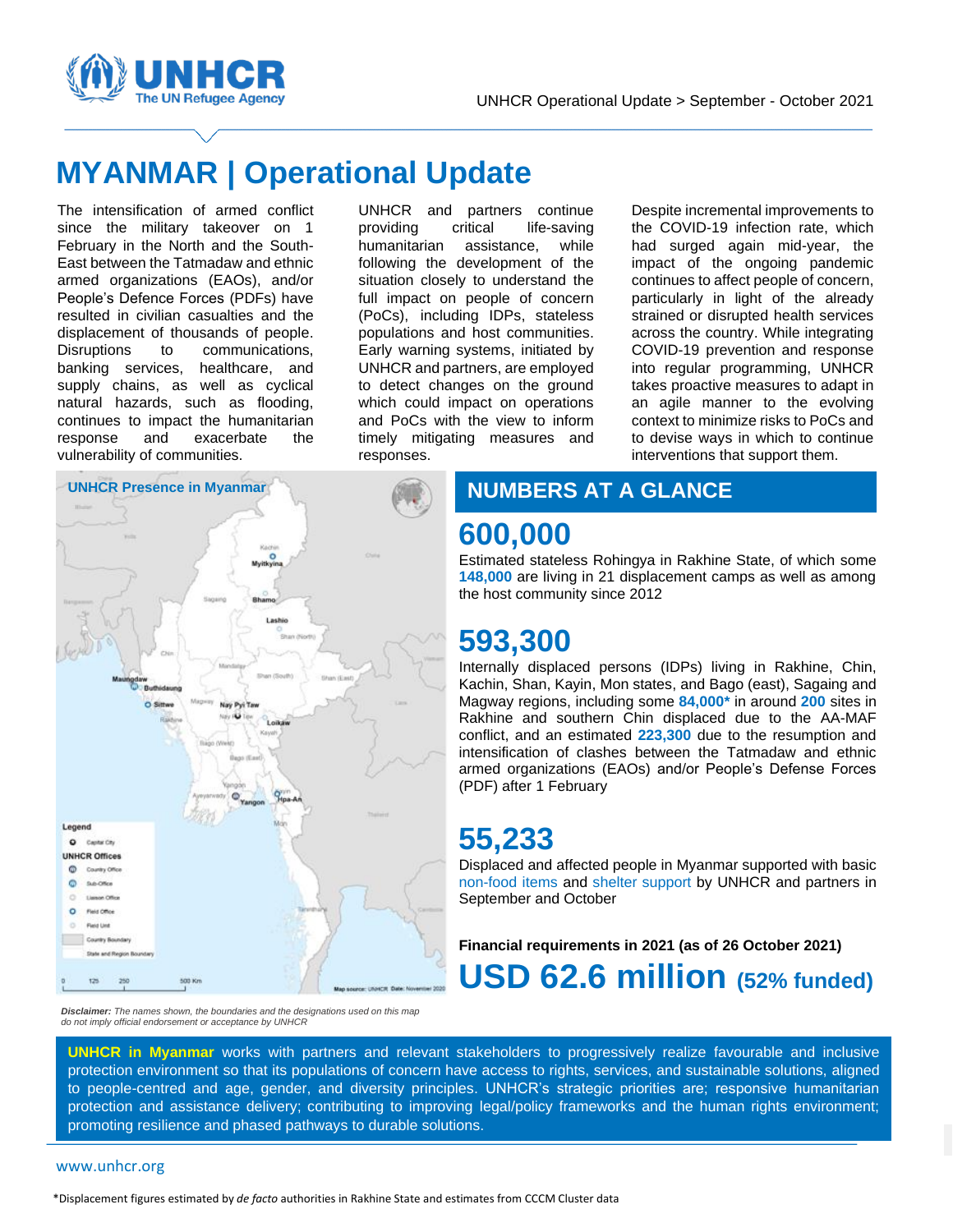UNHCR Operational Update > September - October 2021

# MYANMAR | Operational Update

The intensification of armed conflict since the military takeover on 1 February in the North and the South-East between the Tatmadaw and ethnic armed organizations (EAOs), and/or People's Defence Forces (PDFs) have resulted in civilian casualties and the displacement of thousands of people. Disruptions to communications, banking services, healthcare, and supply chains, as well as cyclical natural hazards, such as flooding, continues to impact the humanitarian response and exacerbate the vulnerability of communities.

UNHCR and partners continue providing critical life-saving humanitarian assistance, while following the development of the situation closely to understand the full impact on people of concern (PoCs), including IDPs, stateless populations and host communities. Early warning systems, initiated by UNHCR and partners, are employed to detect changes on the ground which could impact on operations and PoCs with the view to inform timely mitigating measures and responses.

Despite incremental improvements to the COVID-19 infection rate, which had surged again mid-year, the impact of the ongoing pandemic continues to affect people of concern, particularly in light of the already strained or disrupted health services across the country. While integrating COVID-19 prevention and response into regular programming, UNHCR takes proactive measures to adapt in an agile manner to the evolving context to minimize risks to PoCs and to devise ways in which to continue interventions that support them.

**UNHCR Presence in Myanmar**

*Disclaimer:* *The names shown, the boundaries and the designations used on this map do not imply official endorsement or acceptance by UNHCR*

## NUMBERS AT A GLANCE

### 600,000

Estimated stateless Rohingya in Rakhine State, of which some **148,000** are living in 21 displacement camps as well as among the host community since 2012

### 593,300

Internally displaced persons (IDPs) living in Rakhine, Chin, Kachin, Shan, Kayin, Mon states, and Bago (east), Sagaing and Magway regions, including some **84,000*** in around **200** sites in Rakhine and southern Chin displaced due to the AA-MAF conflict, and an estimated **223,300** due to the resumption and intensification of clashes between the Tatmadaw and ethnic armed organizations (EAOs) and/or People's Defense Forces (PDF) after 1 February

### 55,233

Displaced and affected people in Myanmar supported with basic non-food items and shelter support by UNHCR and partners in September and October

**Financial requirements in 2021 (as of 26 October 2021)**

### USD 62.6 million (52% funded)

**UNHCR in Myanmar** works with partners and relevant stakeholders to progressively realize favourable and inclusive protection environment so that its populations of concern have access to rights, services, and sustainable solutions, aligned to people-centred and age, gender, and diversity principles. UNHCR's strategic priorities are; responsive humanitarian protection and assistance delivery; contributing to improving legal/policy frameworks and the human rights environment; promoting resilience and phased pathways to durable solutions.

www.unhcr.org

*Displacement figures estimated by *de facto* authorities in Rakhine State and estimates from CCCM Cluster data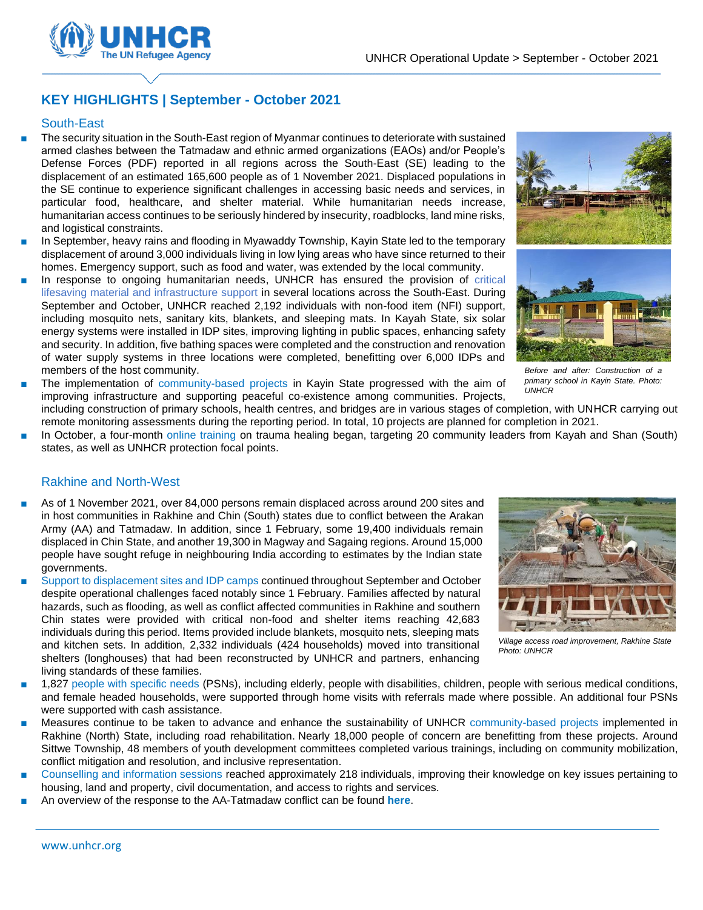## KEY HIGHLIGHTS | September - October 2021

### South-East

- The security situation in the South-East region of Myanmar continues to deteriorate with sustained armed clashes between the Tatmadaw and ethnic armed organizations (EAOs) and/or People's Defense Forces (PDF) reported in all regions across the South-East (SE) leading to the displacement of an estimated 165,600 people as of 1 November 2021. Displaced populations in the SE continue to experience significant challenges in accessing basic needs and services, in particular food, healthcare, and shelter material. While humanitarian needs increase, humanitarian access continues to be seriously hindered by insecurity, roadblocks, land mine risks, and logistical constraints.
- In September, heavy rains and flooding in Myawaddy Township, Kayin State led to the temporary displacement of around 3,000 individuals living in low lying areas who have since returned to their homes. Emergency support, such as food and water, was extended by the local community.
- In response to ongoing humanitarian needs, UNHCR has ensured the provision of critical lifesaving material and infrastructure support in several locations across the South-East. During September and October, UNHCR reached 2,192 individuals with non-food item (NFI) support, including mosquito nets, sanitary kits, blankets, and sleeping mats. In Kayah State, six solar energy systems were installed in IDP sites, improving lighting in public spaces, enhancing safety and security. In addition, five bathing spaces were completed and the construction and renovation of water supply systems in three locations were completed, benefitting over 6,000 IDPs and members of the host community.
- The implementation of community-based projects in Kayin State progressed with the aim of improving infrastructure and supporting peaceful co-existence among communities. Projects, including construction of primary schools, health centres, and bridges are in various stages of completion, with UNHCR carrying out remote monitoring assessments during the reporting period. In total, 10 projects are planned for completion in 2021.
- In October, a four-month online training on trauma healing began, targeting 20 community leaders from Kayah and Shan (South) states, as well as UNHCR protection focal points.

*Before and after: Construction of a primary school in Kayin State. Photo: UNHCR*

### Rakhine and North-West

- As of 1 November 2021, over 84,000 persons remain displaced across around 200 sites and in host communities in Rakhine and Chin (South) states due to conflict between the Arakan Army (AA) and Tatmadaw. In addition, since 1 February, some 19,400 individuals remain displaced in Chin State, and another 19,300 in Magway and Sagaing regions. Around 15,000 people have sought refuge in neighbouring India according to estimates by the Indian state governments.
- Support to displacement sites and IDP camps continued throughout September and October despite operational challenges faced notably since 1 February. Families affected by natural hazards, such as flooding, as well as conflict affected communities in Rakhine and southern Chin states were provided with critical non-food and shelter items reaching 42,683 individuals during this period. Items provided include blankets, mosquito nets, sleeping mats and kitchen sets. In addition, 2,332 individuals (424 households) moved into transitional shelters (longhouses) that had been reconstructed by UNHCR and partners, enhancing living standards of these families.
- 1,827 people with specific needs (PSNs), including elderly, people with disabilities, children, people with serious medical conditions, and female headed households, were supported through home visits with referrals made where possible. An additional four PSNs were supported with cash assistance.
- Measures continue to be taken to advance and enhance the sustainability of UNHCR community-based projects implemented in Rakhine (North) State, including road rehabilitation. Nearly 18,000 people of concern are benefitting from these projects. Around Sittwe Township, 48 members of youth development committees completed various trainings, including on community mobilization, conflict mitigation and resolution, and inclusive representation.
- Counselling and information sessions reached approximately 218 individuals, improving their knowledge on key issues pertaining to housing, land and property, civil documentation, and access to rights and services.
- An overview of the response to the AA-Tatmadaw conflict can be found **here**.

*Village access road improvement, Rakhine State Photo: UNHCR*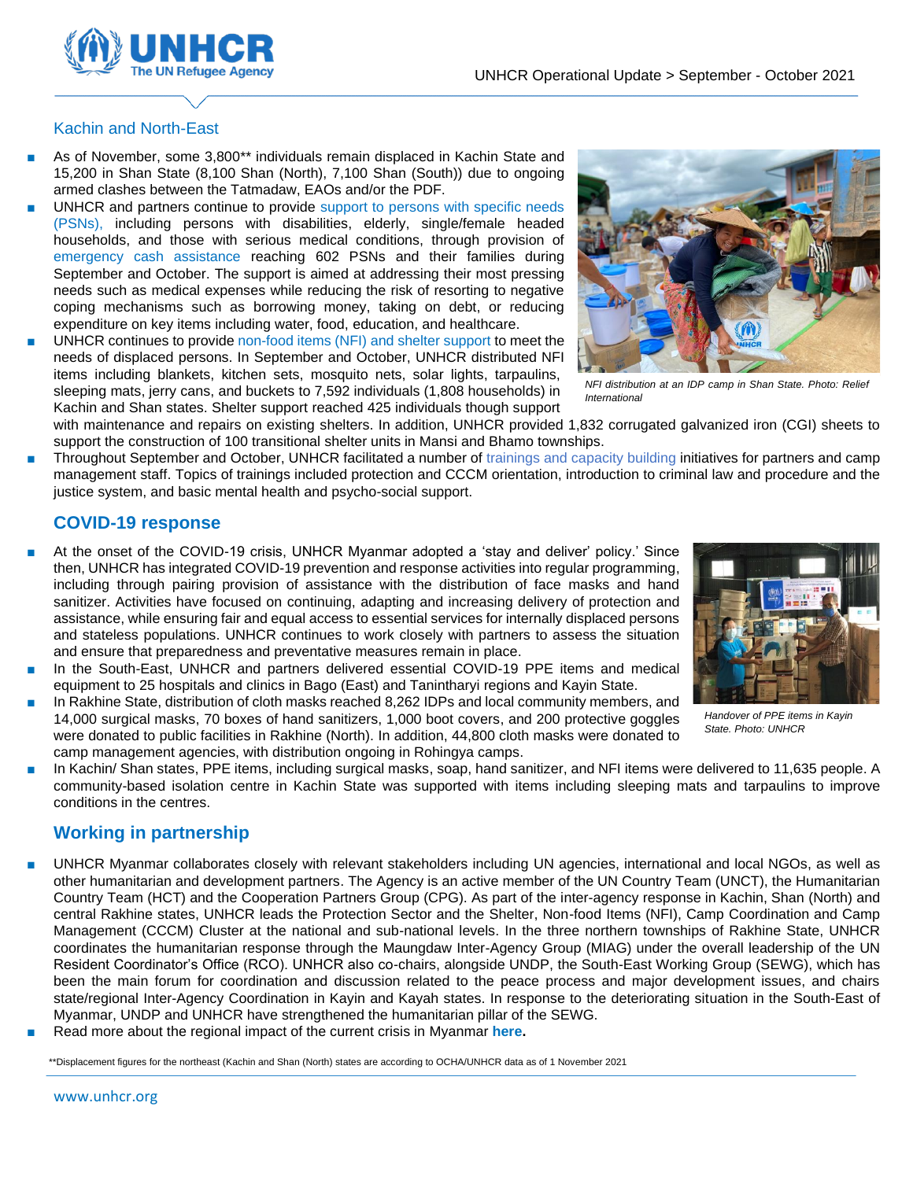## Kachin and North-East

- As of November, some 3,800** individuals remain displaced in Kachin State and 15,200 in Shan State (8,100 Shan (North), 7,100 Shan (South)) due to ongoing armed clashes between the Tatmadaw, EAOs and/or the PDF.
- UNHCR and partners continue to provide support to persons with specific needs (PSNs), including persons with disabilities, elderly, single/female headed households, and those with serious medical conditions, through provision of emergency cash assistance reaching 602 PSNs and their families during September and October. The support is aimed at addressing their most pressing needs such as medical expenses while reducing the risk of resorting to negative coping mechanisms such as borrowing money, taking on debt, or reducing expenditure on key items including water, food, education, and healthcare.
- UNHCR continues to provide non-food items (NFI) and shelter support to meet the needs of displaced persons. In September and October, UNHCR distributed NFI items including blankets, kitchen sets, mosquito nets, solar lights, tarpaulins, sleeping mats, jerry cans, and buckets to 7,592 individuals (1,808 households) in Kachin and Shan states. Shelter support reached 425 individuals though support with maintenance and repairs on existing shelters. In addition, UNHCR provided 1,832 corrugated galvanized iron (CGI) sheets to support the construction of 100 transitional shelter units in Mansi and Bhamo townships.
- Throughout September and October, UNHCR facilitated a number of trainings and capacity building initiatives for partners and camp management staff. Topics of trainings included protection and CCCM orientation, introduction to criminal law and procedure and the justice system, and basic mental health and psycho-social support.

*NFI distribution at an IDP camp in Shan State. Photo: Relief International*

## COVID-19 response

- At the onset of the COVID-19 crisis, UNHCR Myanmar adopted a 'stay and deliver' policy.' Since then, UNHCR has integrated COVID-19 prevention and response activities into regular programming, including through pairing provision of assistance with the distribution of face masks and hand sanitizer. Activities have focused on continuing, adapting and increasing delivery of protection and assistance, while ensuring fair and equal access to essential services for internally displaced persons and stateless populations. UNHCR continues to work closely with partners to assess the situation and ensure that preparedness and preventative measures remain in place.
- In the South-East, UNHCR and partners delivered essential COVID-19 PPE items and medical equipment to 25 hospitals and clinics in Bago (East) and Tanintharyi regions and Kayin State.
- In Rakhine State, distribution of cloth masks reached 8,262 IDPs and local community members, and 14,000 surgical masks, 70 boxes of hand sanitizers, 1,000 boot covers, and 200 protective goggles were donated to public facilities in Rakhine (North). In addition, 44,800 cloth masks were donated to camp management agencies, with distribution ongoing in Rohingya camps.
- In Kachin/ Shan states, PPE items, including surgical masks, soap, hand sanitizer, and NFI items were delivered to 11,635 people. A community-based isolation centre in Kachin State was supported with items including sleeping mats and tarpaulins to improve conditions in the centres.

*Handover of PPE items in Kayin State. Photo: UNHCR*

## Working in partnership

- UNHCR Myanmar collaborates closely with relevant stakeholders including UN agencies, international and local NGOs, as well as other humanitarian and development partners. The Agency is an active member of the UN Country Team (UNCT), the Humanitarian Country Team (HCT) and the Cooperation Partners Group (CPG). As part of the inter-agency response in Kachin, Shan (North) and central Rakhine states, UNHCR leads the Protection Sector and the Shelter, Non-food Items (NFI), Camp Coordination and Camp Management (CCCM) Cluster at the national and sub-national levels. In the three northern townships of Rakhine State, UNHCR coordinates the humanitarian response through the Maungdaw Inter-Agency Group (MIAG) under the overall leadership of the UN Resident Coordinator's Office (RCO). UNHCR also co-chairs, alongside UNDP, the South-East Working Group (SEWG), which has been the main forum for coordination and discussion related to the peace process and major development issues, and chairs state/regional Inter-Agency Coordination in Kayin and Kayah states. In response to the deteriorating situation in the South-East of Myanmar, UNDP and UNHCR have strengthened the humanitarian pillar of the SEWG.
- Read more about the regional impact of the current crisis in Myanmar **here.**

**Displacement figures for the northeast (Kachin and Shan (North) states are according to OCHA/UNHCR data as of 1 November 2021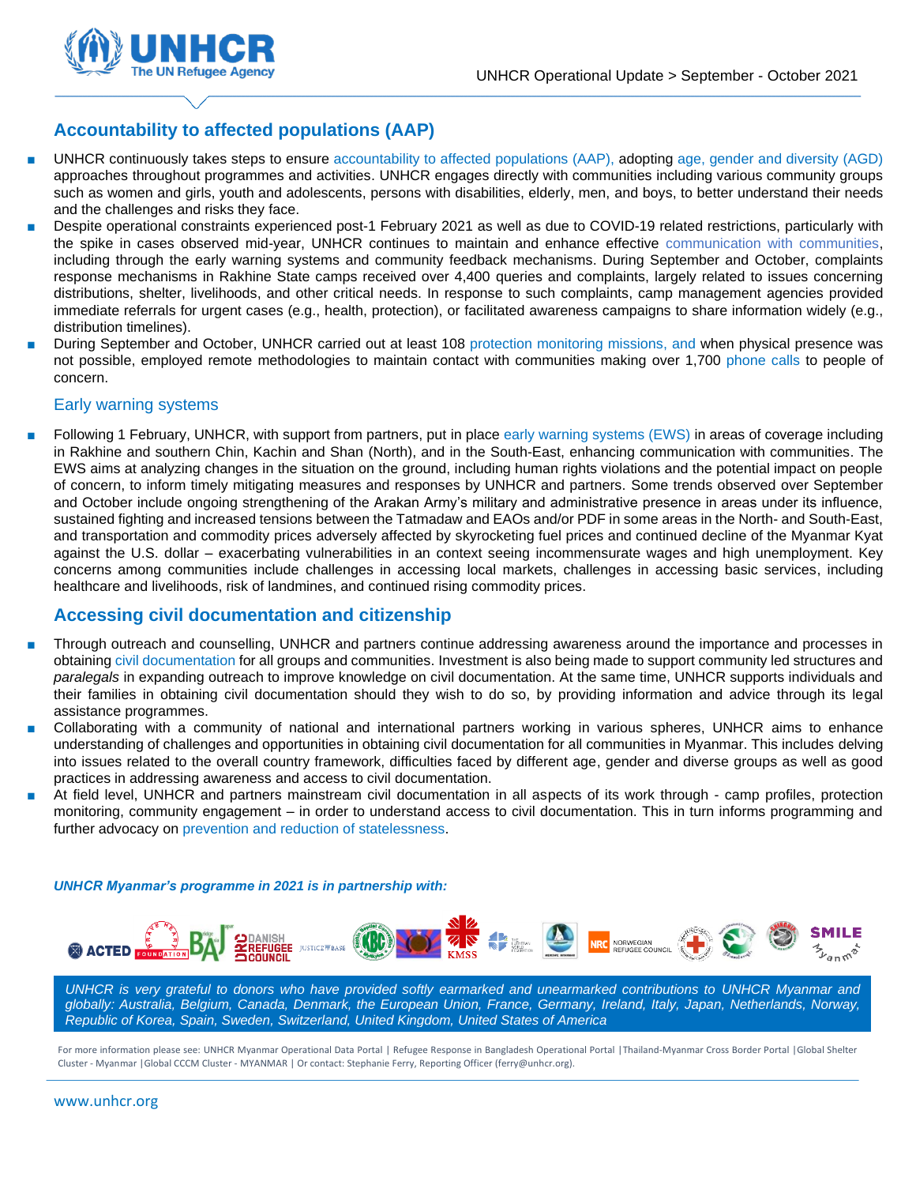## Accountability to affected populations (AAP)

- UNHCR continuously takes steps to ensure accountability to affected populations (AAP), adopting age, gender and diversity (AGD) approaches throughout programmes and activities. UNHCR engages directly with communities including various community groups such as women and girls, youth and adolescents, persons with disabilities, elderly, men, and boys, to better understand their needs and the challenges and risks they face.
- Despite operational constraints experienced post-1 February 2021 as well as due to COVID-19 related restrictions, particularly with the spike in cases observed mid-year, UNHCR continues to maintain and enhance effective communication with communities, including through the early warning systems and community feedback mechanisms. During September and October, complaints response mechanisms in Rakhine State camps received over 4,400 queries and complaints, largely related to issues concerning distributions, shelter, livelihoods, and other critical needs. In response to such complaints, camp management agencies provided immediate referrals for urgent cases (e.g., health, protection), or facilitated awareness campaigns to share information widely (e.g., distribution timelines).
- During September and October, UNHCR carried out at least 108 protection monitoring missions, and when physical presence was not possible, employed remote methodologies to maintain contact with communities making over 1,700 phone calls to people of concern.

### Early warning systems

- Following 1 February, UNHCR, with support from partners, put in place early warning systems (EWS) in areas of coverage including in Rakhine and southern Chin, Kachin and Shan (North), and in the South-East, enhancing communication with communities. The EWS aims at analyzing changes in the situation on the ground, including human rights violations and the potential impact on people of concern, to inform timely mitigating measures and responses by UNHCR and partners. Some trends observed over September and October include ongoing strengthening of the Arakan Army's military and administrative presence in areas under its influence, sustained fighting and increased tensions between the Tatmadaw and EAOs and/or PDF in some areas in the North- and South-East, and transportation and commodity prices adversely affected by skyrocketing fuel prices and continued decline of the Myanmar Kyat against the U.S. dollar – exacerbating vulnerabilities in an context seeing incommensurate wages and high unemployment. Key concerns among communities include challenges in accessing local markets, challenges in accessing basic services, including healthcare and livelihoods, risk of landmines, and continued rising commodity prices.

## Accessing civil documentation and citizenship

- Through outreach and counselling, UNHCR and partners continue addressing awareness around the importance and processes in obtaining civil documentation for all groups and communities. Investment is also being made to support community led structures and *paralegals* in expanding outreach to improve knowledge on civil documentation. At the same time, UNHCR supports individuals and their families in obtaining civil documentation should they wish to do so, by providing information and advice through its legal assistance programmes.
- Collaborating with a community of national and international partners working in various spheres, UNHCR aims to enhance understanding of challenges and opportunities in obtaining civil documentation for all communities in Myanmar. This includes delving into issues related to the overall country framework, difficulties faced by different age, gender and diverse groups as well as good practices in addressing awareness and access to civil documentation.
- At field level, UNHCR and partners mainstream civil documentation in all aspects of its work through - camp profiles, protection monitoring, community engagement – in order to understand access to civil documentation. This in turn informs programming and further advocacy on prevention and reduction of statelessness.

***UNHCR Myanmar's programme in 2021 is in partnership with:***

*UNHCR is very grateful to donors who have provided softly earmarked and unearmarked contributions to UNHCR Myanmar and globally: Australia, Belgium, Canada, Denmark, the European Union, France, Germany, Ireland, Italy, Japan, Netherlands, Norway, Republic of Korea, Spain, Sweden, Switzerland, United Kingdom, United States of America*

For more information please see: UNHCR Myanmar Operational Data Portal | Refugee Response in Bangladesh Operational Portal | Thailand-Myanmar Cross Border Portal | Global Shelter Cluster - Myanmar | Global CCCM Cluster - MYANMAR | Or contact: Stephanie Ferry, Reporting Officer (ferry@unhcr.org).

www.unhcr.org